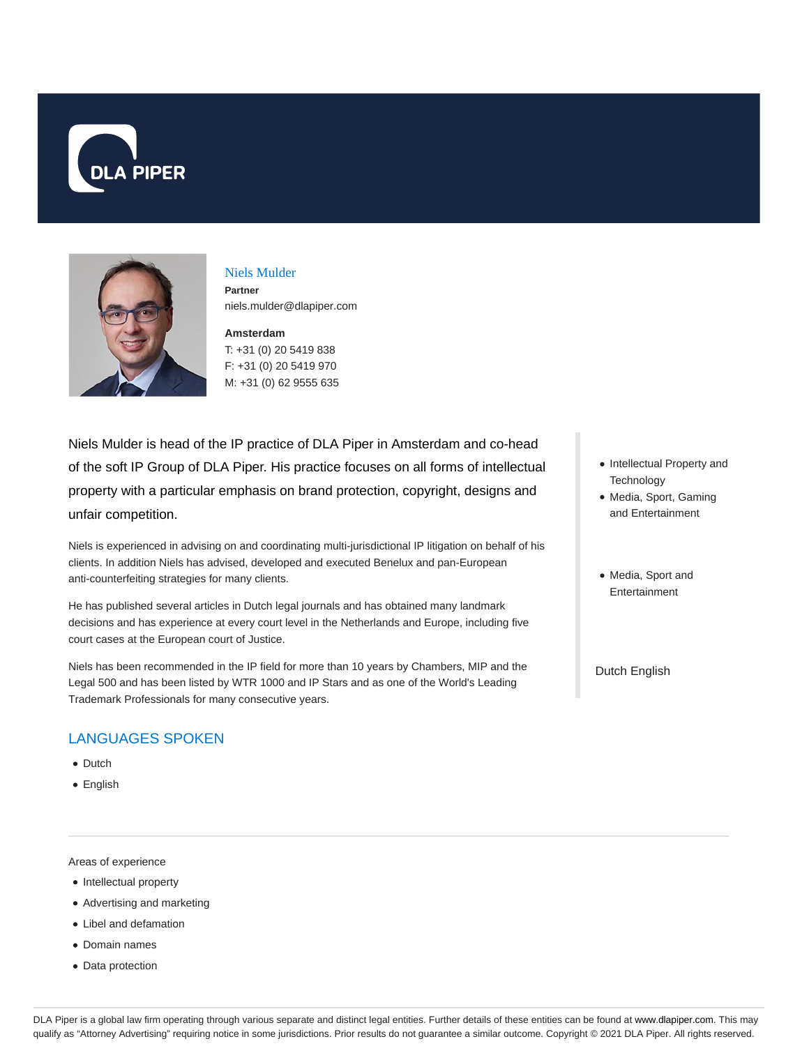DLA PIPER

## Niels Mulder

**Partner**
niels.mulder@dlapiper.com

**Amsterdam**
T: +31 (0) 20 5419 838
F: +31 (0) 20 5419 970
M: +31 (0) 62 9555 635

Niels Mulder is head of the IP practice of DLA Piper in Amsterdam and co-head of the soft IP Group of DLA Piper. His practice focuses on all forms of intellectual property with a particular emphasis on brand protection, copyright, designs and unfair competition.

Niels is experienced in advising on and coordinating multi-jurisdictional IP litigation on behalf of his clients. In addition Niels has advised, developed and executed Benelux and pan-European anti-counterfeiting strategies for many clients.

He has published several articles in Dutch legal journals and has obtained many landmark decisions and has experience at every court level in the Netherlands and Europe, including five court cases at the European court of Justice.

Niels has been recommended in the IP field for more than 10 years by Chambers, MIP and the Legal 500 and has been listed by WTR 1000 and IP Stars and as one of the World's Leading Trademark Professionals for many consecutive years.

- Intellectual Property and Technology
- Media, Sport, Gaming and Entertainment

- Media, Sport and Entertainment

Dutch English

## LANGUAGES SPOKEN

- Dutch
- English

Areas of experience

- Intellectual property
- Advertising and marketing
- Libel and defamation
- Domain names
- Data protection

DLA Piper is a global law firm operating through various separate and distinct legal entities. Further details of these entities can be found at www.dlapiper.com. This may qualify as "Attorney Advertising" requiring notice in some jurisdictions. Prior results do not guarantee a similar outcome. Copyright © 2021 DLA Piper. All rights reserved.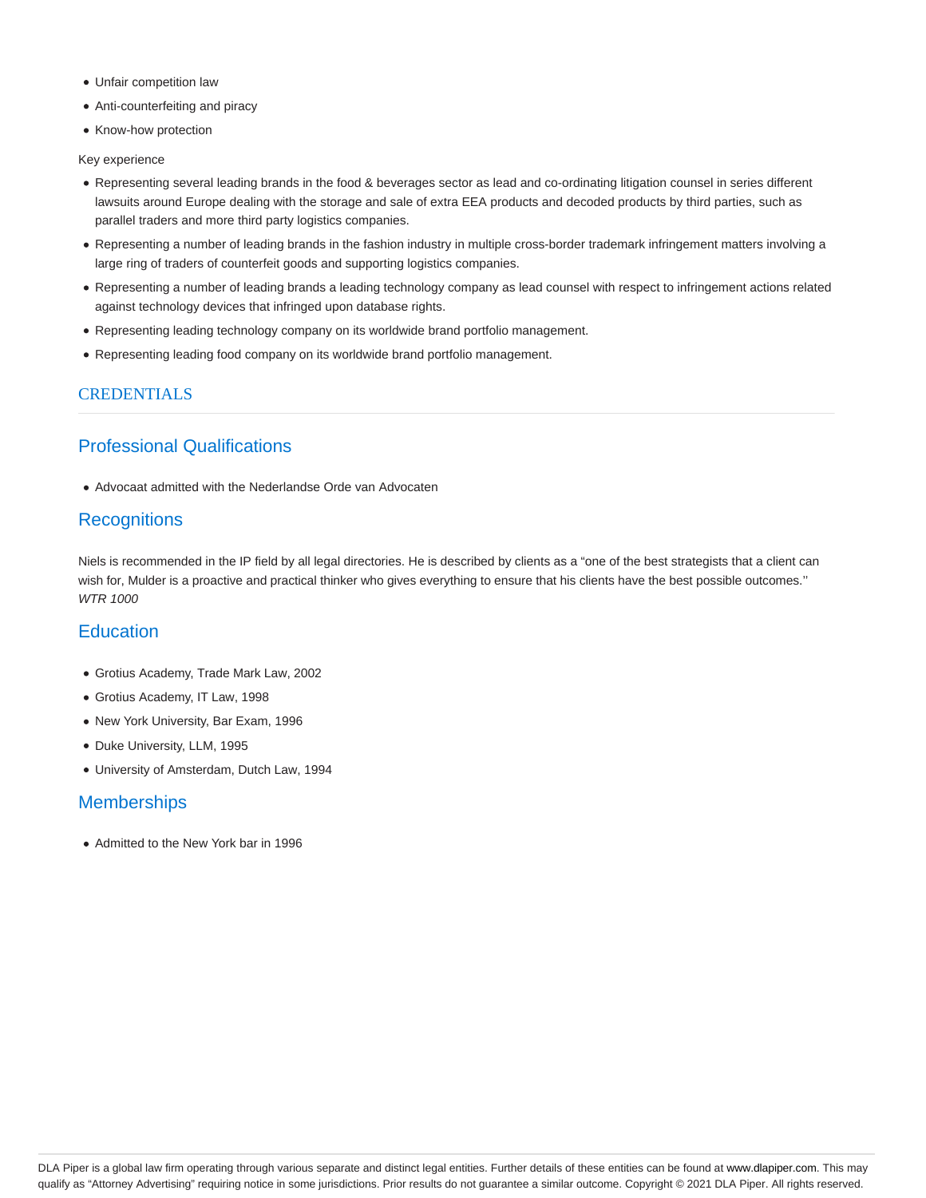- Unfair competition law
- Anti-counterfeiting and piracy
- Know-how protection

Key experience

- Representing several leading brands in the food & beverages sector as lead and co-ordinating litigation counsel in series different lawsuits around Europe dealing with the storage and sale of extra EEA products and decoded products by third parties, such as parallel traders and more third party logistics companies.
- Representing a number of leading brands in the fashion industry in multiple cross-border trademark infringement matters involving a large ring of traders of counterfeit goods and supporting logistics companies.
- Representing a number of leading brands a leading technology company as lead counsel with respect to infringement actions related against technology devices that infringed upon database rights.
- Representing leading technology company on its worldwide brand portfolio management.
- Representing leading food company on its worldwide brand portfolio management.

## CREDENTIALS

### Professional Qualifications

- Advocaat admitted with the Nederlandse Orde van Advocaten

### Recognitions

Niels is recommended in the IP field by all legal directories. He is described by clients as a "one of the best strategists that a client can wish for, Mulder is a proactive and practical thinker who gives everything to ensure that his clients have the best possible outcomes.''
*WTR 1000*

### Education

- Grotius Academy, Trade Mark Law, 2002
- Grotius Academy, IT Law, 1998
- New York University, Bar Exam, 1996
- Duke University, LLM, 1995
- University of Amsterdam, Dutch Law, 1994

### Memberships

- Admitted to the New York bar in 1996

DLA Piper is a global law firm operating through various separate and distinct legal entities. Further details of these entities can be found at www.dlapiper.com. This may qualify as "Attorney Advertising" requiring notice in some jurisdictions. Prior results do not guarantee a similar outcome. Copyright © 2021 DLA Piper. All rights reserved.